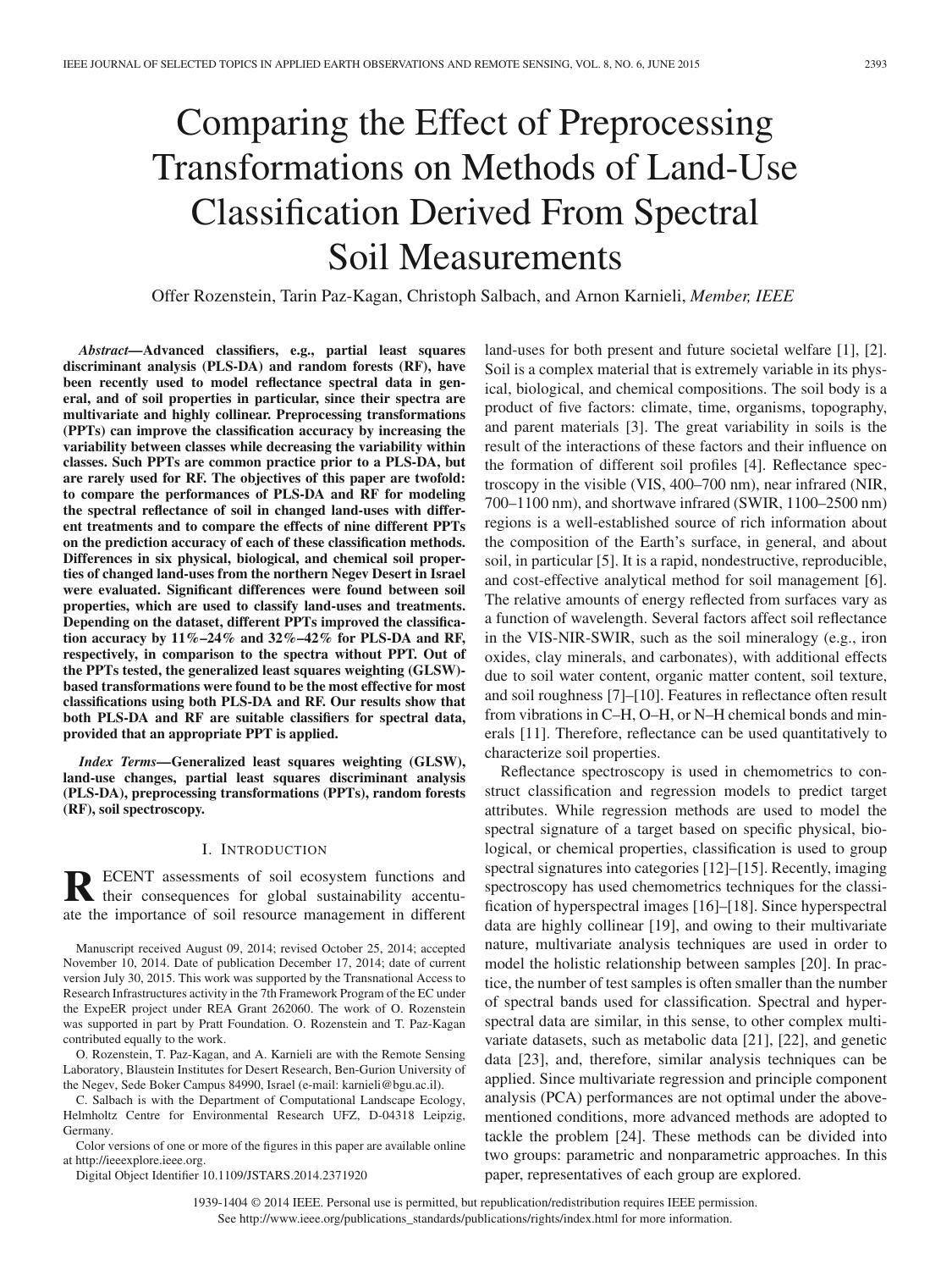# Comparing the Effect of Preprocessing Transformations on Methods of Land-Use Classification Derived From Spectral Soil Measurements

Offer Rozenstein, Tarin Paz-Kagan, Christoph Salbach, and Arnon Karnieli, *Member, IEEE*

***Abstract*—Advanced classifiers, e.g., partial least squares discriminant analysis (PLS-DA) and random forests (RF), have been recently used to model reflectance spectral data in general, and of soil properties in particular, since their spectra are multivariate and highly collinear. Preprocessing transformations (PPTs) can improve the classification accuracy by increasing the variability between classes while decreasing the variability within classes. Such PPTs are common practice prior to a PLS-DA, but are rarely used for RF. The objectives of this paper are twofold: to compare the performances of PLS-DA and RF for modeling the spectral reflectance of soil in changed land-uses with different treatments and to compare the effects of nine different PPTs on the prediction accuracy of each of these classification methods. Differences in six physical, biological, and chemical soil properties of changed land-uses from the northern Negev Desert in Israel were evaluated. Significant differences were found between soil properties, which are used to classify land-uses and treatments. Depending on the dataset, different PPTs improved the classification accuracy by 11%–24% and 32%–42% for PLS-DA and RF, respectively, in comparison to the spectra without PPT. Out of the PPTs tested, the generalized least squares weighting (GLSW)-based transformations were found to be the most effective for most classifications using both PLS-DA and RF. Our results show that both PLS-DA and RF are suitable classifiers for spectral data, provided that an appropriate PPT is applied.**

***Index Terms*—Generalized least squares weighting (GLSW), land-use changes, partial least squares discriminant analysis (PLS-DA), preprocessing transformations (PPTs), random forests (RF), soil spectroscopy.**

## I. Introduction

Recent assessments of soil ecosystem functions and their consequences for global sustainability accentuate the importance of soil resource management in different land-uses for both present and future societal welfare [1], [2]. Soil is a complex material that is extremely variable in its physical, biological, and chemical compositions. The soil body is a product of five factors: climate, time, organisms, topography, and parent materials [3]. The great variability in soils is the result of the interactions of these factors and their influence on the formation of different soil profiles [4]. Reflectance spectroscopy in the visible (VIS, 400–700 nm), near infrared (NIR, 700–1100 nm), and shortwave infrared (SWIR, 1100–2500 nm) regions is a well-established source of rich information about the composition of the Earth's surface, in general, and about soil, in particular [5]. It is a rapid, nondestructive, reproducible, and cost-effective analytical method for soil management [6]. The relative amounts of energy reflected from surfaces vary as a function of wavelength. Several factors affect soil reflectance in the VIS-NIR-SWIR, such as the soil mineralogy (e.g., iron oxides, clay minerals, and carbonates), with additional effects due to soil water content, organic matter content, soil texture, and soil roughness [7]–[10]. Features in reflectance often result from vibrations in C–H, O–H, or N–H chemical bonds and minerals [11]. Therefore, reflectance can be used quantitatively to characterize soil properties.

Reflectance spectroscopy is used in chemometrics to construct classification and regression models to predict target attributes. While regression methods are used to model the spectral signature of a target based on specific physical, biological, or chemical properties, classification is used to group spectral signatures into categories [12]–[15]. Recently, imaging spectroscopy has used chemometrics techniques for the classification of hyperspectral images [16]–[18]. Since hyperspectral data are highly collinear [19], and owing to their multivariate nature, multivariate analysis techniques are used in order to model the holistic relationship between samples [20]. In practice, the number of test samples is often smaller than the number of spectral bands used for classification. Spectral and hyperspectral data are similar, in this sense, to other complex multivariate datasets, such as metabolic data [21], [22], and genetic data [23], and, therefore, similar analysis techniques can be applied. Since multivariate regression and principle component analysis (PCA) performances are not optimal under the above-mentioned conditions, more advanced methods are adopted to tackle the problem [24]. These methods can be divided into two groups: parametric and nonparametric approaches. In this paper, representatives of each group are explored.

Manuscript received August 09, 2014; revised October 25, 2014; accepted November 10, 2014. Date of publication December 17, 2014; date of current version July 30, 2015. This work was supported by the Transnational Access to Research Infrastructures activity in the 7th Framework Program of the EC under the ExpeER project under REA Grant 262060. The work of O. Rozenstein was supported in part by Pratt Foundation. O. Rozenstein and T. Paz-Kagan contributed equally to the work.

O. Rozenstein, T. Paz-Kagan, and A. Karnieli are with the Remote Sensing Laboratory, Blaustein Institutes for Desert Research, Ben-Gurion University of the Negev, Sede Boker Campus 84990, Israel (e-mail: karnieli@bgu.ac.il).

C. Salbach is with the Department of Computational Landscape Ecology, Helmholtz Centre for Environmental Research UFZ, D-04318 Leipzig, Germany.

Color versions of one or more of the figures in this paper are available online at http://ieeexplore.ieee.org.

Digital Object Identifier 10.1109/JSTARS.2014.2371920

1939-1404 © 2014 IEEE. Personal use is permitted, but republication/redistribution requires IEEE permission. See http://www.ieee.org/publications_standards/publications/rights/index.html for more information.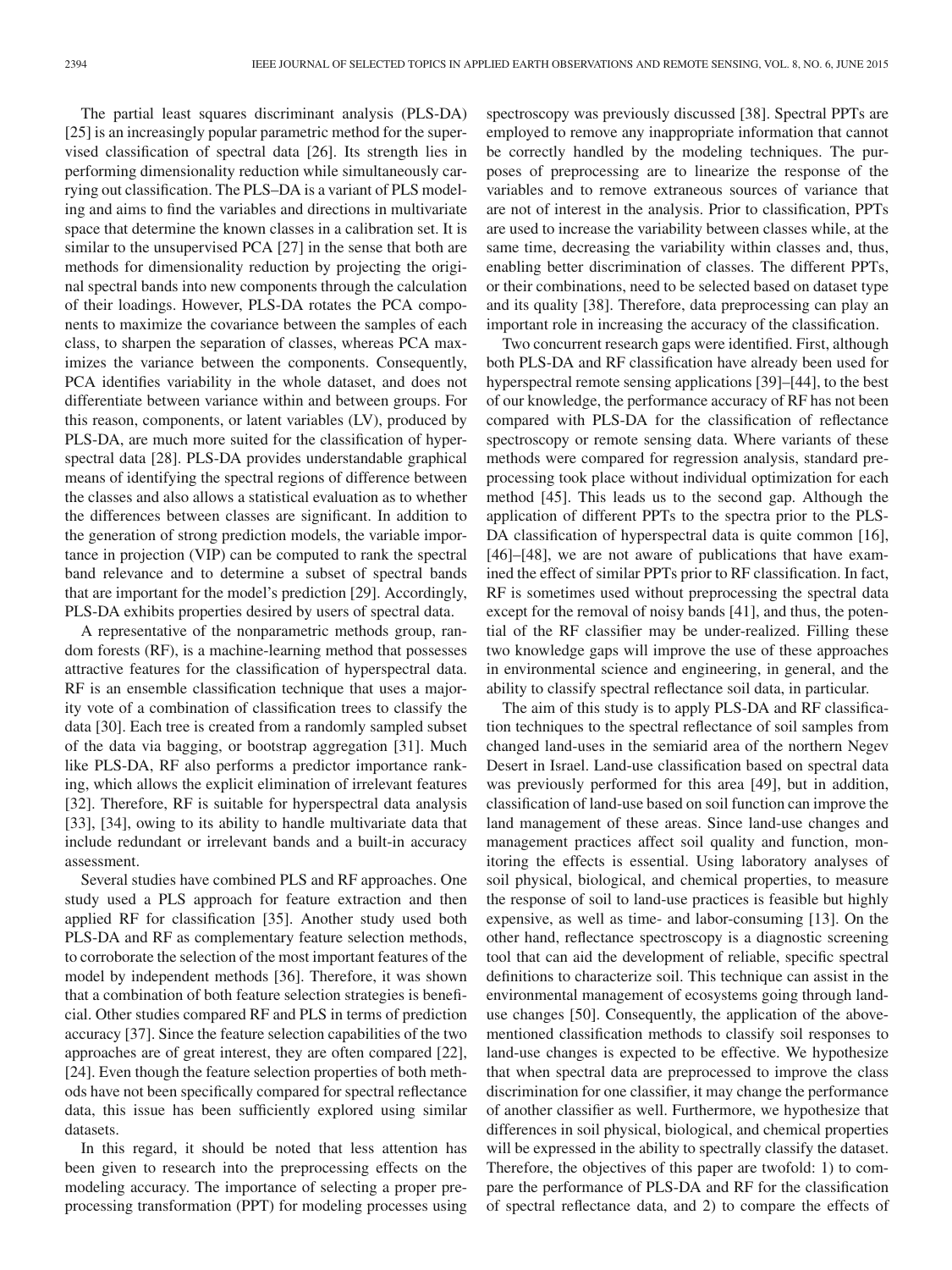The partial least squares discriminant analysis (PLS-DA) [25] is an increasingly popular parametric method for the supervised classification of spectral data [26]. Its strength lies in performing dimensionality reduction while simultaneously carrying out classification. The PLS–DA is a variant of PLS modeling and aims to find the variables and directions in multivariate space that determine the known classes in a calibration set. It is similar to the unsupervised PCA [27] in the sense that both are methods for dimensionality reduction by projecting the original spectral bands into new components through the calculation of their loadings. However, PLS-DA rotates the PCA components to maximize the covariance between the samples of each class, to sharpen the separation of classes, whereas PCA maximizes the variance between the components. Consequently, PCA identifies variability in the whole dataset, and does not differentiate between variance within and between groups. For this reason, components, or latent variables (LV), produced by PLS-DA, are much more suited for the classification of hyperspectral data [28]. PLS-DA provides understandable graphical means of identifying the spectral regions of difference between the classes and also allows a statistical evaluation as to whether the differences between classes are significant. In addition to the generation of strong prediction models, the variable importance in projection (VIP) can be computed to rank the spectral band relevance and to determine a subset of spectral bands that are important for the model's prediction [29]. Accordingly, PLS-DA exhibits properties desired by users of spectral data.

A representative of the nonparametric methods group, random forests (RF), is a machine-learning method that possesses attractive features for the classification of hyperspectral data. RF is an ensemble classification technique that uses a majority vote of a combination of classification trees to classify the data [30]. Each tree is created from a randomly sampled subset of the data via bagging, or bootstrap aggregation [31]. Much like PLS-DA, RF also performs a predictor importance ranking, which allows the explicit elimination of irrelevant features [32]. Therefore, RF is suitable for hyperspectral data analysis [33], [34], owing to its ability to handle multivariate data that include redundant or irrelevant bands and a built-in accuracy assessment.

Several studies have combined PLS and RF approaches. One study used a PLS approach for feature extraction and then applied RF for classification [35]. Another study used both PLS-DA and RF as complementary feature selection methods, to corroborate the selection of the most important features of the model by independent methods [36]. Therefore, it was shown that a combination of both feature selection strategies is beneficial. Other studies compared RF and PLS in terms of prediction accuracy [37]. Since the feature selection capabilities of the two approaches are of great interest, they are often compared [22], [24]. Even though the feature selection properties of both methods have not been specifically compared for spectral reflectance data, this issue has been sufficiently explored using similar datasets.

In this regard, it should be noted that less attention has been given to research into the preprocessing effects on the modeling accuracy. The importance of selecting a proper preprocessing transformation (PPT) for modeling processes using spectroscopy was previously discussed [38]. Spectral PPTs are employed to remove any inappropriate information that cannot be correctly handled by the modeling techniques. The purposes of preprocessing are to linearize the response of the variables and to remove extraneous sources of variance that are not of interest in the analysis. Prior to classification, PPTs are used to increase the variability between classes while, at the same time, decreasing the variability within classes and, thus, enabling better discrimination of classes. The different PPTs, or their combinations, need to be selected based on dataset type and its quality [38]. Therefore, data preprocessing can play an important role in increasing the accuracy of the classification.

Two concurrent research gaps were identified. First, although both PLS-DA and RF classification have already been used for hyperspectral remote sensing applications [39]–[44], to the best of our knowledge, the performance accuracy of RF has not been compared with PLS-DA for the classification of reflectance spectroscopy or remote sensing data. Where variants of these methods were compared for regression analysis, standard preprocessing took place without individual optimization for each method [45]. This leads us to the second gap. Although the application of different PPTs to the spectra prior to the PLS-DA classification of hyperspectral data is quite common [16], [46]–[48], we are not aware of publications that have examined the effect of similar PPTs prior to RF classification. In fact, RF is sometimes used without preprocessing the spectral data except for the removal of noisy bands [41], and thus, the potential of the RF classifier may be under-realized. Filling these two knowledge gaps will improve the use of these approaches in environmental science and engineering, in general, and the ability to classify spectral reflectance soil data, in particular.

The aim of this study is to apply PLS-DA and RF classification techniques to the spectral reflectance of soil samples from changed land-uses in the semiarid area of the northern Negev Desert in Israel. Land-use classification based on spectral data was previously performed for this area [49], but in addition, classification of land-use based on soil function can improve the land management of these areas. Since land-use changes and management practices affect soil quality and function, monitoring the effects is essential. Using laboratory analyses of soil physical, biological, and chemical properties, to measure the response of soil to land-use practices is feasible but highly expensive, as well as time- and labor-consuming [13]. On the other hand, reflectance spectroscopy is a diagnostic screening tool that can aid the development of reliable, specific spectral definitions to characterize soil. This technique can assist in the environmental management of ecosystems going through land-use changes [50]. Consequently, the application of the above-mentioned classification methods to classify soil responses to land-use changes is expected to be effective. We hypothesize that when spectral data are preprocessed to improve the class discrimination for one classifier, it may change the performance of another classifier as well. Furthermore, we hypothesize that differences in soil physical, biological, and chemical properties will be expressed in the ability to spectrally classify the dataset. Therefore, the objectives of this paper are twofold: 1) to compare the performance of PLS-DA and RF for the classification of spectral reflectance data, and 2) to compare the effects of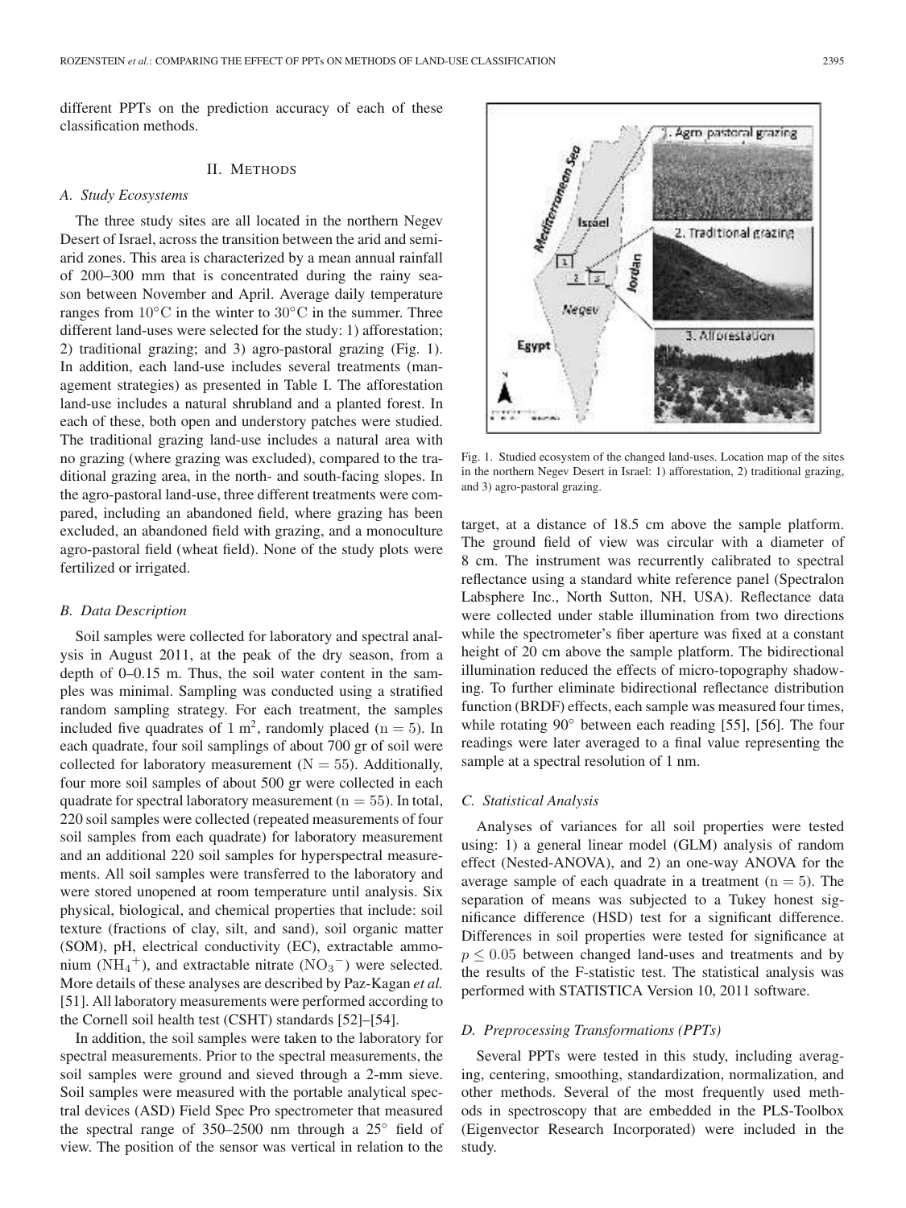different PPTs on the prediction accuracy of each of these classification methods.

## II. Methods

### A. Study Ecosystems

The three study sites are all located in the northern Negev Desert of Israel, across the transition between the arid and semi-arid zones. This area is characterized by a mean annual rainfall of 200–300 mm that is concentrated during the rainy season between November and April. Average daily temperature ranges from 10°C in the winter to 30°C in the summer. Three different land-uses were selected for the study: 1) afforestation; 2) traditional grazing; and 3) agro-pastoral grazing (Fig. 1). In addition, each land-use includes several treatments (management strategies) as presented in Table I. The afforestation land-use includes a natural shrubland and a planted forest. In each of these, both open and understory patches were studied. The traditional grazing land-use includes a natural area with no grazing (where grazing was excluded), compared to the traditional grazing area, in the north- and south-facing slopes. In the agro-pastoral land-use, three different treatments were compared, including an abandoned field, where grazing has been excluded, an abandoned field with grazing, and a monoculture agro-pastoral field (wheat field). None of the study plots were fertilized or irrigated.

Fig. 1. Studied ecosystem of the changed land-uses. Location map of the sites in the northern Negev Desert in Israel: 1) afforestation, 2) traditional grazing, and 3) agro-pastoral grazing.

### B. Data Description

Soil samples were collected for laboratory and spectral analysis in August 2011, at the peak of the dry season, from a depth of 0–0.15 m. Thus, the soil water content in the samples was minimal. Sampling was conducted using a stratified random sampling strategy. For each treatment, the samples included five quadrates of 1 $m^2$, randomly placed ($n = 5$). In each quadrate, four soil samplings of about 700 gr of soil were collected for laboratory measurement ($N = 55$). Additionally, four more soil samples of about 500 gr were collected in each quadrate for spectral laboratory measurement ($n = 55$). In total, 220 soil samples were collected (repeated measurements of four soil samples from each quadrate) for laboratory measurement and an additional 220 soil samples for hyperspectral measurements. All soil samples were transferred to the laboratory and were stored unopened at room temperature until analysis. Six physical, biological, and chemical properties that include: soil texture (fractions of clay, silt, and sand), soil organic matter (SOM), pH, electrical conductivity (EC), extractable ammonium ($NH_4^+$), and extractable nitrate ($NO_3^-$) were selected. More details of these analyses are described by Paz-Kagan *et al.* [51]. All laboratory measurements were performed according to the Cornell soil health test (CSHT) standards [52]–[54].

In addition, the soil samples were taken to the laboratory for spectral measurements. Prior to the spectral measurements, the soil samples were ground and sieved through a 2-mm sieve. Soil samples were measured with the portable analytical spectral devices (ASD) Field Spec Pro spectrometer that measured the spectral range of 350–2500 nm through a 25° field of view. The position of the sensor was vertical in relation to the target, at a distance of 18.5 cm above the sample platform. The ground field of view was circular with a diameter of 8 cm. The instrument was recurrently calibrated to spectral reflectance using a standard white reference panel (Spectralon Labsphere Inc., North Sutton, NH, USA). Reflectance data were collected under stable illumination from two directions while the spectrometer's fiber aperture was fixed at a constant height of 20 cm above the sample platform. The bidirectional illumination reduced the effects of micro-topography shadowing. To further eliminate bidirectional reflectance distribution function (BRDF) effects, each sample was measured four times, while rotating 90° between each reading [55], [56]. The four readings were later averaged to a final value representing the sample at a spectral resolution of 1 nm.

### C. Statistical Analysis

Analyses of variances for all soil properties were tested using: 1) a general linear model (GLM) analysis of random effect (Nested-ANOVA), and 2) an one-way ANOVA for the average sample of each quadrate in a treatment ($n = 5$). The separation of means was subjected to a Tukey honest significance difference (HSD) test for a significant difference. Differences in soil properties were tested for significance at $p \leq 0.05$ between changed land-uses and treatments and by the results of the F-statistic test. The statistical analysis was performed with STATISTICA Version 10, 2011 software.

### D. Preprocessing Transformations (PPTs)

Several PPTs were tested in this study, including averaging, centering, smoothing, standardization, normalization, and other methods. Several of the most frequently used methods in spectroscopy that are embedded in the PLS-Toolbox (Eigenvector Research Incorporated) were included in the study.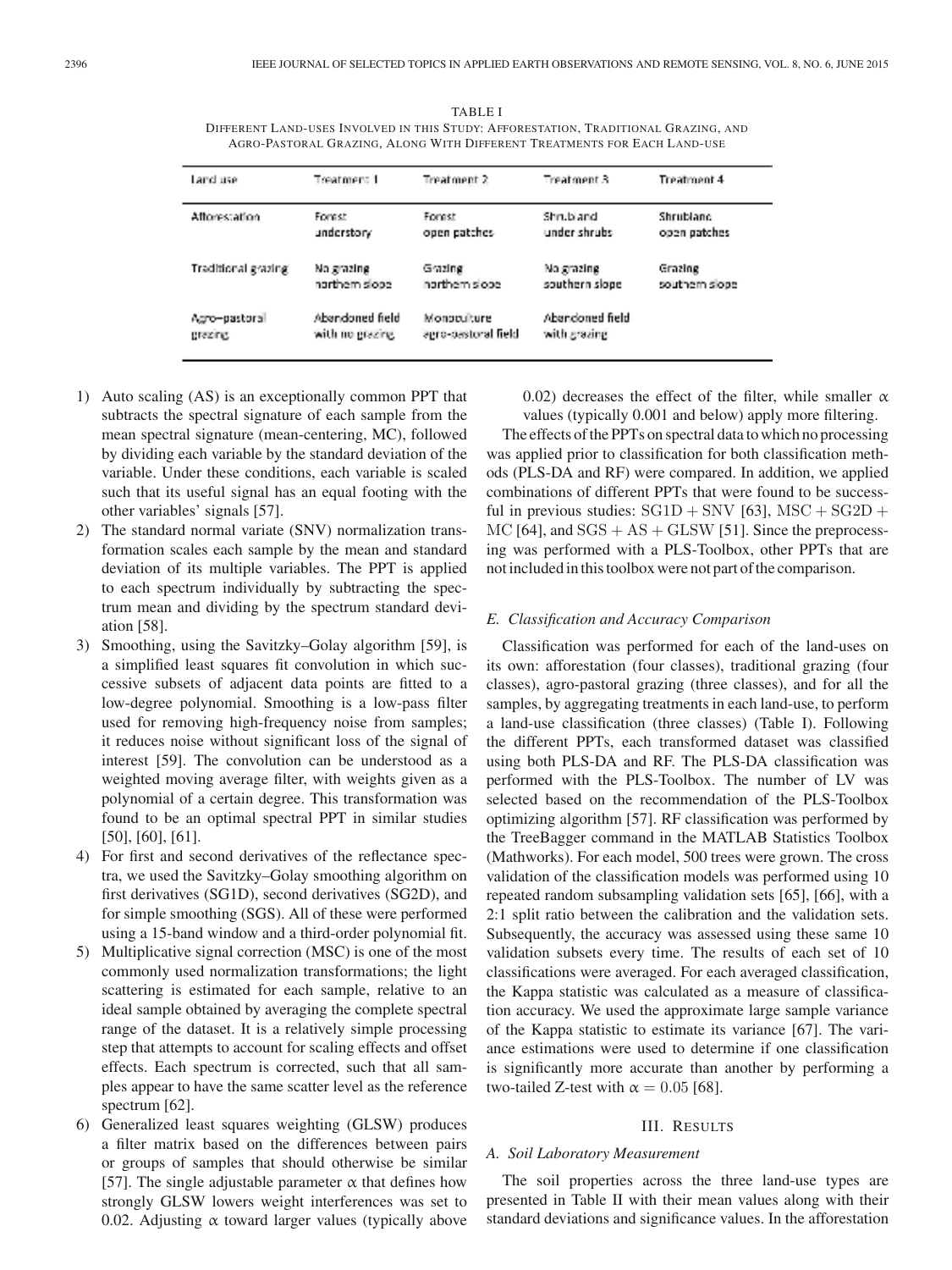TABLE I
DIFFERENT LAND-USES INVOLVED IN THIS STUDY: AFFORESTATION, TRADITIONAL GRAZING, AND AGRO-PASTORAL GRAZING, ALONG WITH DIFFERENT TREATMENTS FOR EACH LAND-USE

| Land use | Treatment 1 | Treatment 2 | Treatment 3 | Treatment 4 |
|---|---|---|---|---|
| Afforestation | Forest understory | Forest open patches | Shrubland under shrubs | Shrubland open patches |
| Traditional grazing | No grazing northern slope | Grazing northern slope | No grazing southern slope | Grazing southern slope |
| Agro–pastoral grazing | Abandoned field with no grazing | Monoculture agro-pastoral field | Abandoned field with grazing | |

1) Auto scaling (AS) is an exceptionally common PPT that subtracts the spectral signature of each sample from the mean spectral signature (mean-centering, MC), followed by dividing each variable by the standard deviation of the variable. Under these conditions, each variable is scaled such that its useful signal has an equal footing with the other variables' signals [57].
2) The standard normal variate (SNV) normalization transformation scales each sample by the mean and standard deviation of its multiple variables. The PPT is applied to each spectrum individually by subtracting the spectrum mean and dividing by the spectrum standard deviation [58].
3) Smoothing, using the Savitzky–Golay algorithm [59], is a simplified least squares fit convolution in which successive subsets of adjacent data points are fitted to a low-degree polynomial. Smoothing is a low-pass filter used for removing high-frequency noise from samples; it reduces noise without significant loss of the signal of interest [59]. The convolution can be understood as a weighted moving average filter, with weights given as a polynomial of a certain degree. This transformation was found to be an optimal spectral PPT in similar studies [50], [60], [61].
4) For first and second derivatives of the reflectance spectra, we used the Savitzky–Golay smoothing algorithm on first derivatives (SG1D), second derivatives (SG2D), and for simple smoothing (SGS). All of these were performed using a 15-band window and a third-order polynomial fit.
5) Multiplicative signal correction (MSC) is one of the most commonly used normalization transformations; the light scattering is estimated for each sample, relative to an ideal sample obtained by averaging the complete spectral range of the dataset. It is a relatively simple processing step that attempts to account for scaling effects and offset effects. Each spectrum is corrected, such that all samples appear to have the same scatter level as the reference spectrum [62].
6) Generalized least squares weighting (GLSW) produces a filter matrix based on the differences between pairs or groups of samples that should otherwise be similar [57]. The single adjustable parameter $\alpha$ that defines how strongly GLSW lowers weight interferences was set to 0.02. Adjusting $\alpha$ toward larger values (typically above 0.02) decreases the effect of the filter, while smaller $\alpha$ values (typically 0.001 and below) apply more filtering.

The effects of the PPTs on spectral data to which no processing was applied prior to classification for both classification methods (PLS-DA and RF) were compared. In addition, we applied combinations of different PPTs that were found to be successful in previous studies: $\mathrm{SG1D + SNV}$ [63], $\mathrm{MSC + SG2D + MC}$ [64], and $\mathrm{SGS + AS + GLSW}$ [51]. Since the preprocessing was performed with a PLS-Toolbox, other PPTs that are not included in this toolbox were not part of the comparison.

### E. Classification and Accuracy Comparison

Classification was performed for each of the land-uses on its own: afforestation (four classes), traditional grazing (four classes), agro-pastoral grazing (three classes), and for all the samples, by aggregating treatments in each land-use, to perform a land-use classification (three classes) (Table I). Following the different PPTs, each transformed dataset was classified using both PLS-DA and RF. The PLS-DA classification was performed with the PLS-Toolbox. The number of LV was selected based on the recommendation of the PLS-Toolbox optimizing algorithm [57]. RF classification was performed by the TreeBagger command in the MATLAB Statistics Toolbox (Mathworks). For each model, 500 trees were grown. The cross validation of the classification models was performed using 10 repeated random subsampling validation sets [65], [66], with a 2:1 split ratio between the calibration and the validation sets. Subsequently, the accuracy was assessed using these same 10 validation subsets every time. The results of each set of 10 classifications were averaged. For each averaged classification, the Kappa statistic was calculated as a measure of classification accuracy. We used the approximate large sample variance of the Kappa statistic to estimate its variance [67]. The variance estimations were used to determine if one classification is significantly more accurate than another by performing a two-tailed Z-test with $\alpha = 0.05$ [68].

## III. RESULTS

### A. Soil Laboratory Measurement

The soil properties across the three land-use types are presented in Table II with their mean values along with their standard deviations and significance values. In the afforestation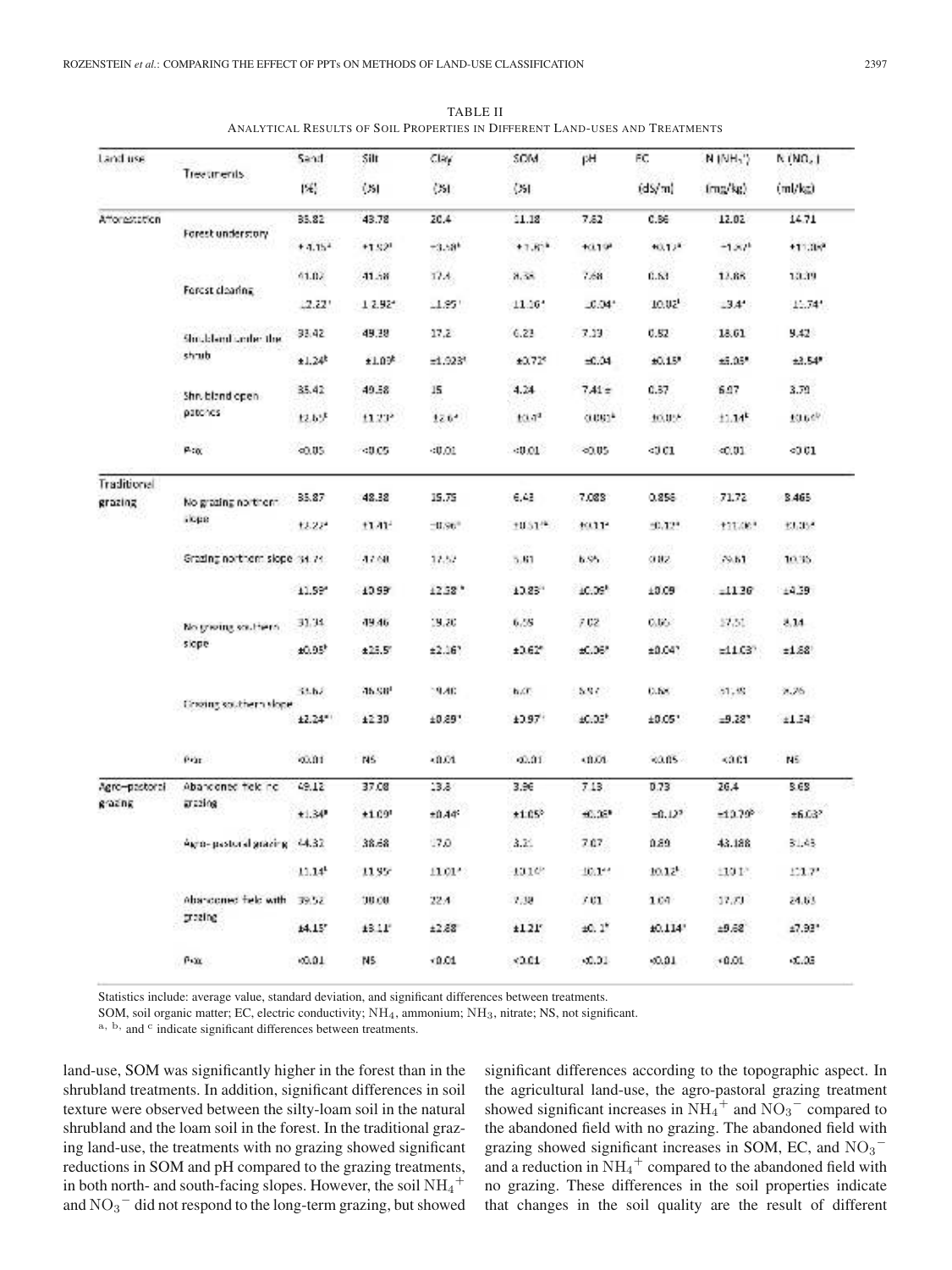TABLE II
ANALYTICAL RESULTS OF SOIL PROPERTIES IN DIFFERENT LAND-USES AND TREATMENTS

| Land use | Treatments | Sand (%) | Silt (%) | Clay (%) | SOM (%) | pH | EC (dS/m) | N ($NH_4^+$) (mg/kg) | N ($NO_3^-$) (ml/kg) |
|---|---|---|---|---|---|---|---|---|---|
| Afforestation | Forest understory | 35.82 | 43.78 | 20.4 | 11.18 | 7.62 | 0.86 | 12.02 | 14.71 |
| | | ±4.15[a] | ±1.52[a] | ±3.58[a] | ±1.80[a] | ±0.19[a] | ±0.12[a] | ±1.87[a] | ±11.08[a] |
| | Forest clearing | 41.02 | 41.58 | 17.4 | 8.38 | 7.68 | 0.83 | 12.88 | 13.39 |
| | | ±2.22[a] | ±2.92[a] | ±1.95[a] | ±1.16[a] | ±0.04[a] | ±0.02[b] | ±3.4[a] | ±1.74[a] |
| | Shrubland under the shrub | 33.42 | 49.38 | 17.2 | 6.23 | 7.33 | 0.82 | 18.61 | 9.42 |
| | | ±1.24[b] | ±1.09[b] | ±1.023[a] | ±0.72[c] | ±0.04 | ±0.15[a] | ±5.05[a] | ±3.54[a] |
| | Shrubland open patches | 35.42 | 49.58 | 15 | 4.24 | 7.41 ± | 0.57 | 6.07 | 3.79 |
| | | ±2.65[b] | ±1.73[b] | ±2.6[a] | ±0.4[d] | 0.082[a] | ±0.05[a] | ±1.14[b] | ±0.6[b] |
| | P<α | <0.05 | <0.05 | <0.01 | <0.01 | <0.05 | <0.01 | <0.01 | <0.01 |
| Traditional grazing | No grazing northern slope | 35.87 | 48.38 | 15.75 | 6.43 | 7.083 | 0.856 | 71.72 | 8.465 |
| | | ±2.22[a] | ±1.41[a] | ±0.96[a] | ±0.51[b] | ±0.11[a] | ±0.12[a] | ±11.06[a] | ±3.05[a] |
| | Grazing northern slope | 34.74 | 47.68 | 17.57 | 5.81 | 6.95 | 0.82 | 79.61 | 10.35 |
| | | ±1.59[a] | ±0.99 | ±2.38[a] | ±0.85[a] | ±0.09[b] | ±0.09 | ±11.26 | ±4.39 |
| | No grazing southern slope | 31.34 | 49.46 | 19.20 | 6.55 | 7.02 | 0.65 | 17.51 | 8.14 |
| | | ±0.95[b] | ±2.5[a] | ±2.16[a] | ±0.62[a] | ±0.06[a] | ±0.04[a] | ±11.03[a] | ±1.68 |
| | Grazing southern slope | 33.62 | 46.90[d] | 19.40 | 6.07 | 6.97 | 0.68 | 51.95 | 8.26 |
| | | ±2.24[a] | ±2.30 | ±0.89[a] | ±0.97[a] | ±0.03[b] | ±0.05[a] | ±9.28[a] | ±1.54 |
| | P<α | <0.01 | NS | <0.01 | <0.01 | <0.01 | <0.05 | <0.01 | NS |
| Agro–pastoral grazing | Abandoned field no grazing | 49.12 | 37.08 | 13.8 | 3.96 | 7.13 | 0.73 | 26.4 | 5.68 |
| | | ±1.34[a] | ±1.09[a] | ±0.44[c] | ±1.05[b] | ±0.06[a] | ±0.12[b] | ±10.79[b] | ±6.03[b] |
| | Agro-pastoral grazing | 44.32 | 38.68 | 17.0 | 3.21 | 7.07 | 0.89 | 43.188 | 51.43 |
| | | ±1.14[b] | ±1.95[a] | ±1.01[a] | ±0.16[b] | ±0.1[a] | ±0.12[b] | ±10.1[a] | ±11.7[a] |
| | Abandoned field with grazing | 39.52 | 38.00 | 22.4 | 7.38 | 7.01 | 1.09 | 17.73 | 24.63 |
| | | ±4.15[c] | ±3.11[a] | ±2.88[a] | ±1.21[a] | ±0.1[b] | ±0.114[a] | ±9.68[a] | ±7.93[a] |
| | P<α | <0.01 | NS | <0.01 | <0.01 | <0.01 | <0.01 | <0.01 | <0.05 |

Statistics include: average value, standard deviation, and significant differences between treatments.

SOM, soil organic matter; EC, electric conductivity; $NH_4$, ammonium; $NH_3$, nitrate; NS, not significant.

[a], [b], and [c] indicate significant differences between treatments.

land-use, SOM was significantly higher in the forest than in the shrubland treatments. In addition, significant differences in soil texture were observed between the silty-loam soil in the natural shrubland and the loam soil in the forest. In the traditional grazing land-use, the treatments with no grazing showed significant reductions in SOM and pH compared to the grazing treatments, in both north- and south-facing slopes. However, the soil $NH_4^+$ and $NO_3^-$ did not respond to the long-term grazing, but showed significant differences according to the topographic aspect. In the agricultural land-use, the agro-pastoral grazing treatment showed significant increases in $NH_4^+$ and $NO_3^-$ compared to the abandoned field with no grazing. The abandoned field with grazing showed significant increases in SOM, EC, and $NO_3^-$ and a reduction in $NH_4^+$ compared to the abandoned field with no grazing. These differences in the soil properties indicate that changes in the soil quality are the result of different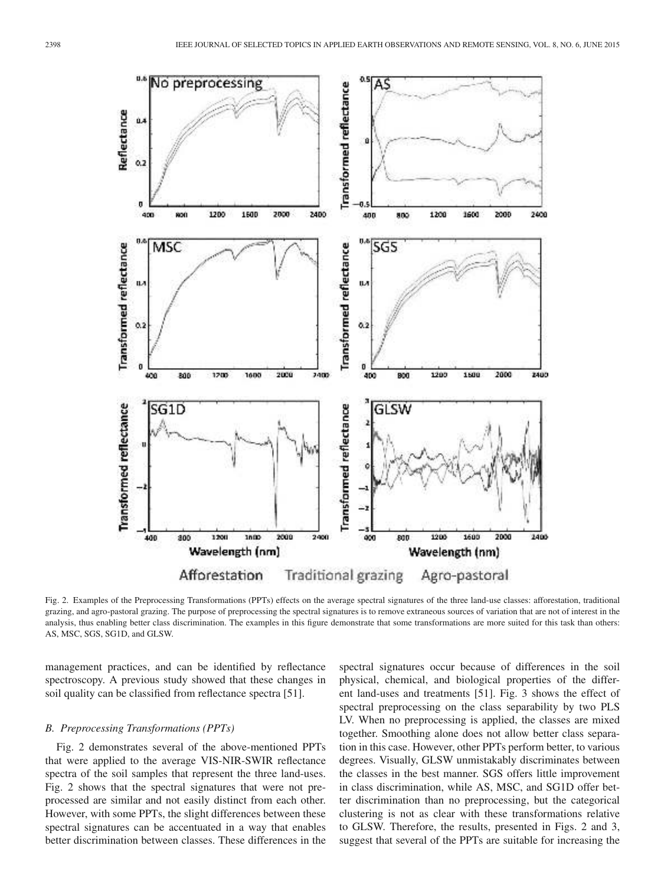Fig. 2. Examples of the Preprocessing Transformations (PPTs) effects on the average spectral signatures of the three land-use classes: afforestation, traditional grazing, and agro-pastoral grazing. The purpose of preprocessing the spectral signatures is to remove extraneous sources of variation that are not of interest in the analysis, thus enabling better class discrimination. The examples in this figure demonstrate that some transformations are more suited for this task than others: AS, MSC, SGS, SG1D, and GLSW.

management practices, and can be identified by reflectance spectroscopy. A previous study showed that these changes in soil quality can be classified from reflectance spectra [51].

### B. Preprocessing Transformations (PPTs)

Fig. 2 demonstrates several of the above-mentioned PPTs that were applied to the average VIS-NIR-SWIR reflectance spectra of the soil samples that represent the three land-uses. Fig. 2 shows that the spectral signatures that were not preprocessed are similar and not easily distinct from each other. However, with some PPTs, the slight differences between these spectral signatures can be accentuated in a way that enables better discrimination between classes. These differences in the spectral signatures occur because of differences in the soil physical, chemical, and biological properties of the different land-uses and treatments [51]. Fig. 3 shows the effect of spectral preprocessing on the class separability by two PLS LV. When no preprocessing is applied, the classes are mixed together. Smoothing alone does not allow better class separation in this case. However, other PPTs perform better, to various degrees. Visually, GLSW unmistakably discriminates between the classes in the best manner. SGS offers little improvement in class discrimination, while AS, MSC, and SG1D offer better discrimination than no preprocessing, but the categorical clustering is not as clear with these transformations relative to GLSW. Therefore, the results, presented in Figs. 2 and 3, suggest that several of the PPTs are suitable for increasing the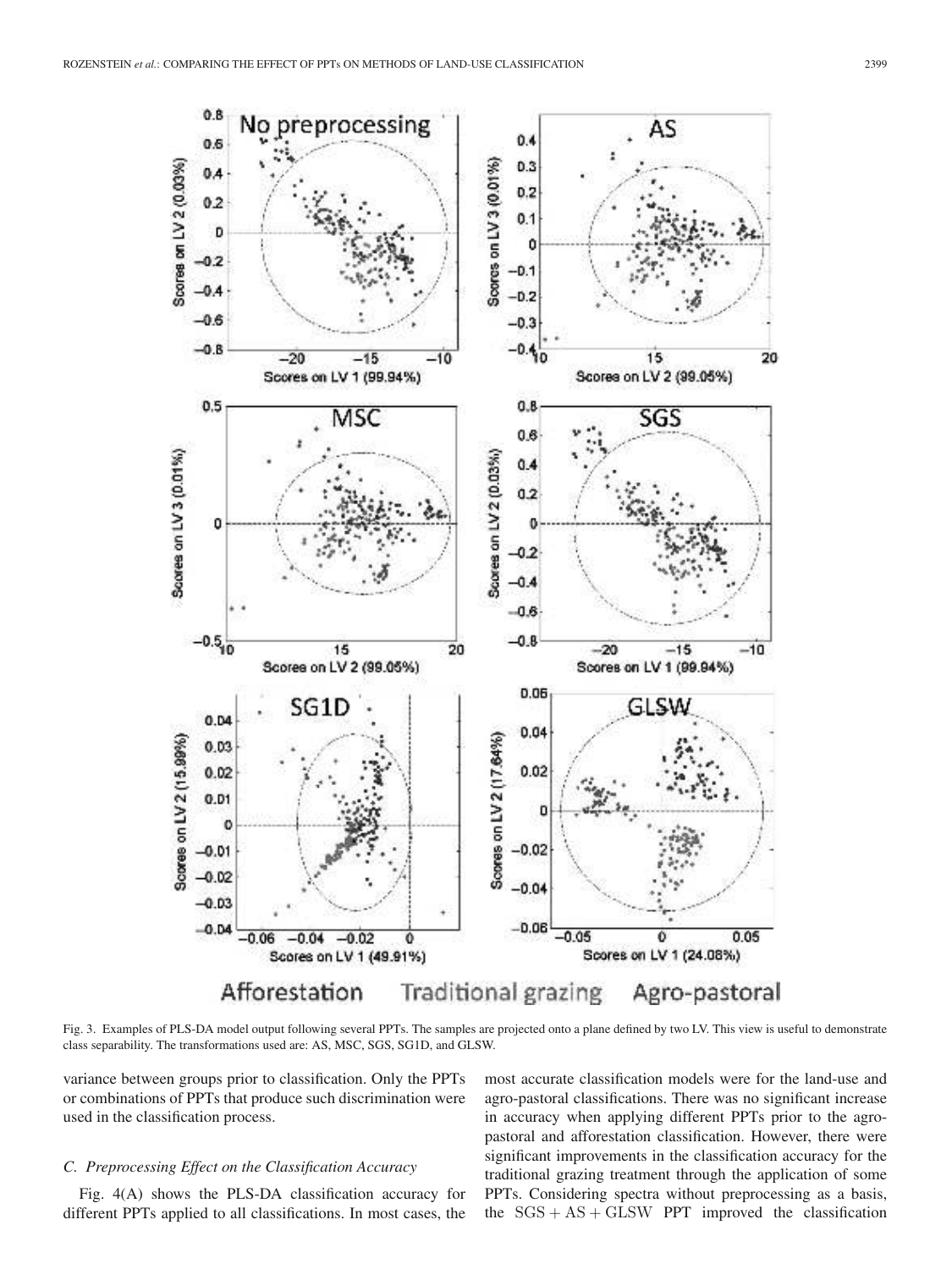Fig. 3. Examples of PLS-DA model output following several PPTs. The samples are projected onto a plane defined by two LV. This view is useful to demonstrate class separability. The transformations used are: AS, MSC, SGS, SG1D, and GLSW.

variance between groups prior to classification. Only the PPTs or combinations of PPTs that produce such discrimination were used in the classification process.

### C. Preprocessing Effect on the Classification Accuracy

Fig. 4(A) shows the PLS-DA classification accuracy for different PPTs applied to all classifications. In most cases, the most accurate classification models were for the land-use and agro-pastoral classifications. There was no significant increase in accuracy when applying different PPTs prior to the agro-pastoral and afforestation classification. However, there were significant improvements in the classification accuracy for the traditional grazing treatment through the application of some PPTs. Considering spectra without preprocessing as a basis, the $\mathrm{SGS} + \mathrm{AS} + \mathrm{GLSW}$ PPT improved the classification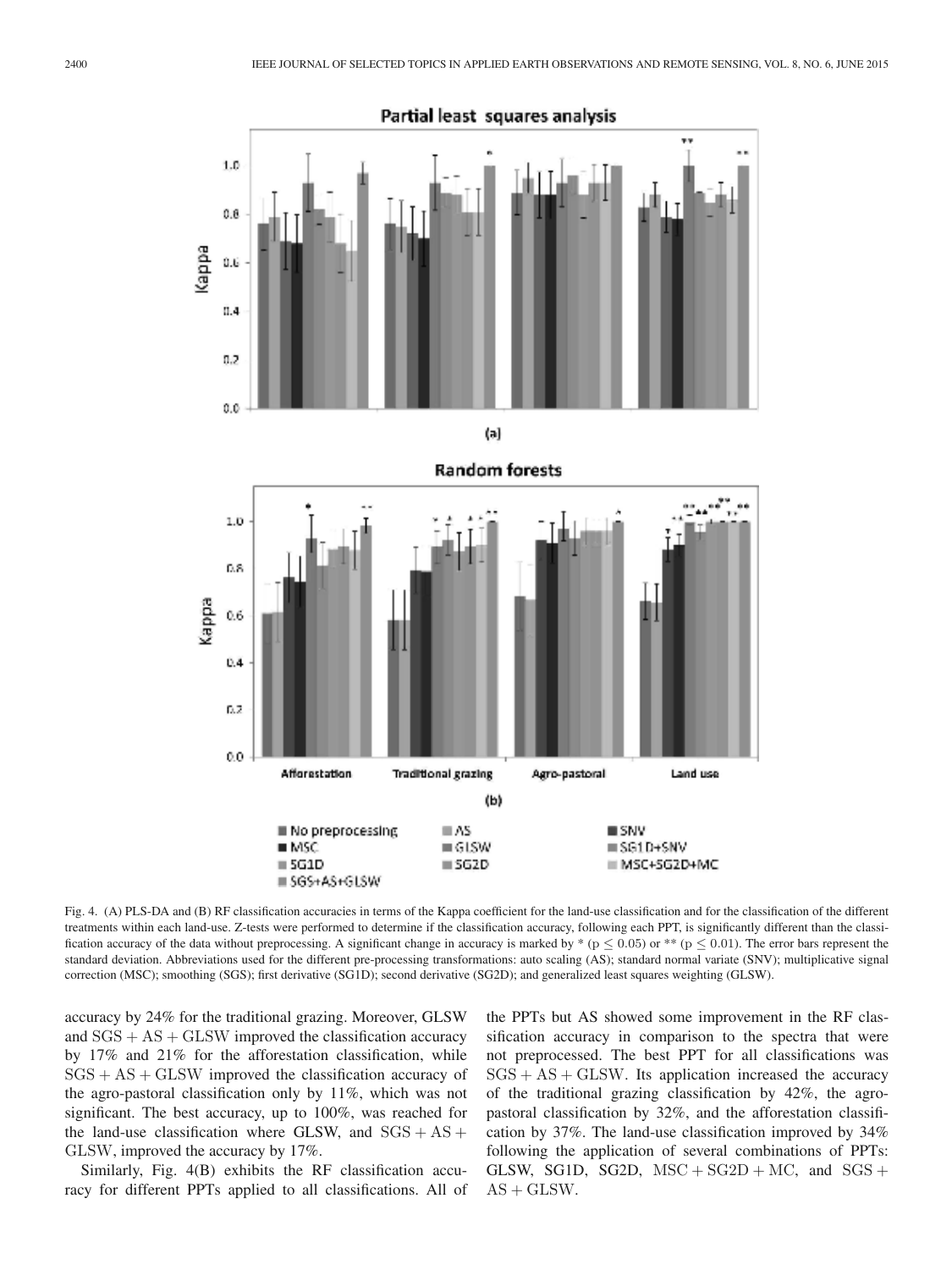Fig. 4. (A) PLS-DA and (B) RF classification accuracies in terms of the Kappa coefficient for the land-use classification and for the classification of the different treatments within each land-use. Z-tests were performed to determine if the classification accuracy, following each PPT, is significantly different than the classification accuracy of the data without preprocessing. A significant change in accuracy is marked by * ($p \leq 0.05$) or ** ($p \leq 0.01$). The error bars represent the standard deviation. Abbreviations used for the different pre-processing transformations: auto scaling (AS); standard normal variate (SNV); multiplicative signal correction (MSC); smoothing (SGS); first derivative (SG1D); second derivative (SG2D); and generalized least squares weighting (GLSW).

accuracy by 24% for the traditional grazing. Moreover, GLSW and SGS + AS + GLSW improved the classification accuracy by 17% and 21% for the afforestation classification, while SGS + AS + GLSW improved the classification accuracy of the agro-pastoral classification only by 11%, which was not significant. The best accuracy, up to 100%, was reached for the land-use classification where GLSW, and SGS + AS + GLSW, improved the accuracy by 17%.

Similarly, Fig. 4(B) exhibits the RF classification accuracy for different PPTs applied to all classifications. All of the PPTs but AS showed some improvement in the RF classification accuracy in comparison to the spectra that were not preprocessed. The best PPT for all classifications was SGS + AS + GLSW. Its application increased the accuracy of the traditional grazing classification by 42%, the agro-pastoral classification by 32%, and the afforestation classification by 37%. The land-use classification improved by 34% following the application of several combinations of PPTs: GLSW, SG1D, SG2D, MSC + SG2D + MC, and SGS + AS + GLSW.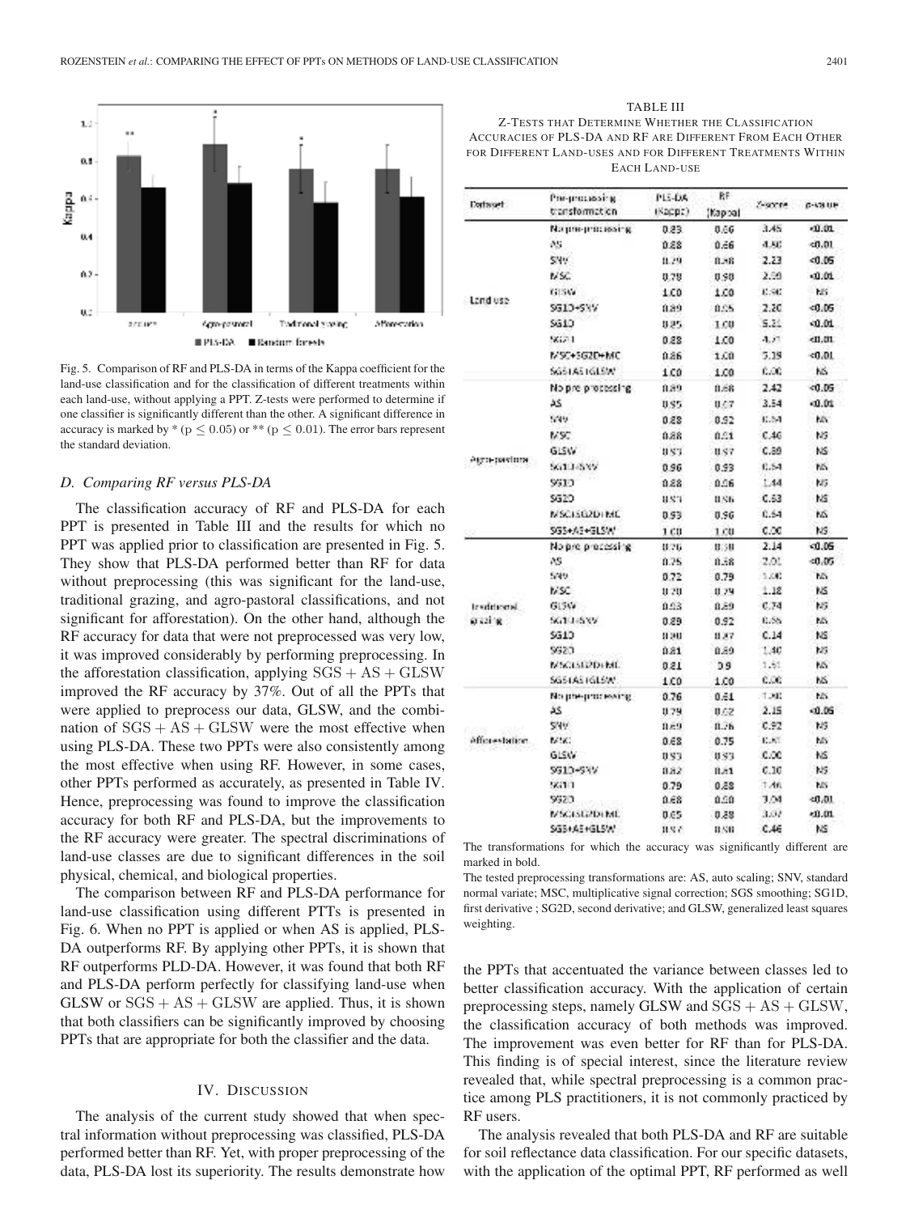Fig. 5. Comparison of RF and PLS-DA in terms of the Kappa coefficient for the land-use classification and for the classification of different treatments within each land-use, without applying a PPT. Z-tests were performed to determine if one classifier is significantly different than the other. A significant difference in accuracy is marked by * ($p \leq 0.05$) or ** ($p \leq 0.01$). The error bars represent the standard deviation.

### D. Comparing RF versus PLS-DA

The classification accuracy of RF and PLS-DA for each PPT is presented in Table III and the results for which no PPT was applied prior to classification are presented in Fig. 5. They show that PLS-DA performed better than RF for data without preprocessing (this was significant for the land-use, traditional grazing, and agro-pastoral classifications, and not significant for afforestation). On the other hand, although the RF accuracy for data that were not preprocessed was very low, it was improved considerably by performing preprocessing. In the afforestation classification, applying $\mathrm{SGS} + \mathrm{AS} + \mathrm{GLSW}$ improved the RF accuracy by 37%. Out of all the PPTs that were applied to preprocess our data, GLSW, and the combination of $\mathrm{SGS} + \mathrm{AS} + \mathrm{GLSW}$ were the most effective when using PLS-DA. These two PPTs were also consistently among the most effective when using RF. However, in some cases, other PPTs performed as accurately, as presented in Table IV. Hence, preprocessing was found to improve the classification accuracy for both RF and PLS-DA, but the improvements to the RF accuracy were greater. The spectral discriminations of land-use classes are due to significant differences in the soil physical, chemical, and biological properties.

The comparison between RF and PLS-DA performance for land-use classification using different PTTs is presented in Fig. 6. When no PPT is applied or when AS is applied, PLS-DA outperforms RF. By applying other PPTs, it is shown that RF outperforms PLD-DA. However, it was found that both RF and PLS-DA perform perfectly for classifying land-use when GLSW or $\mathrm{SGS} + \mathrm{AS} + \mathrm{GLSW}$ are applied. Thus, it is shown that both classifiers can be significantly improved by choosing PPTs that are appropriate for both the classifier and the data.

TABLE III
Z-TESTS THAT DETERMINE WHETHER THE CLASSIFICATION ACCURACIES OF PLS-DA AND RF ARE DIFFERENT FROM EACH OTHER FOR DIFFERENT LAND-USES AND FOR DIFFERENT TREATMENTS WITHIN EACH LAND-USE

| Dataset | Pre-processing transformation | PLS-DA (Kappa) | RF (Kappa) | Z-score | p-value |
|---|---|---|---|---|---|
| Land use | No pre-processing | 0.83 | 0.66 | 3.45 | <0.01 |
| | AS | 0.88 | 0.66 | 4.80 | <0.01 |
| | SNV | 0.79 | 0.98 | 2.23 | <0.05 |
| | MSC | 0.78 | 0.90 | 2.59 | <0.01 |
| | GLSW | 1.00 | 1.00 | 0.00 | NS |
| | SG1D+SNV | 0.89 | 0.95 | 2.20 | <0.05 |
| | SG1D | 0.85 | 1.00 | 5.31 | <0.01 |
| | SG2D | 0.88 | 1.00 | 4.27 | <0.01 |
| | MSC+SG2D+MC | 0.86 | 1.00 | 5.19 | <0.01 |
| | SGS+AS+GLSW | 1.00 | 1.00 | 0.00 | NS |
| Agro-pastoral | No pre processing | 0.89 | 0.68 | 2.42 | <0.05 |
| | AS | 0.95 | 0.67 | 3.54 | <0.01 |
| | SNV | 0.88 | 0.92 | 0.54 | NS |
| | MSC | 0.88 | 0.91 | 0.46 | NS |
| | GLSW | 0.97 | 0.97 | 0.89 | NS |
| | SG1D+SNV | 0.96 | 0.93 | 0.54 | NS |
| | SG1D | 0.88 | 0.96 | 1.44 | NS |
| | SG2D | 0.91 | 0.86 | 0.63 | NS |
| | MSC+SG2D+MC | 0.93 | 0.96 | 0.54 | NS |
| | SGS+AS+GLSW | 1.00 | 1.00 | 0.00 | NS |
| Traditional grazing | No pre processing | 0.76 | 0.58 | 2.14 | <0.05 |
| | AS | 0.75 | 0.58 | 2.01 | <0.05 |
| | SNV | 0.72 | 0.79 | 1.00 | NS |
| | MSC | 0.70 | 0.79 | 1.18 | NS |
| | GLSW | 0.83 | 0.89 | 0.74 | NS |
| | SG1D+SNV | 0.89 | 0.92 | 0.55 | NS |
| | SG1D | 0.90 | 0.87 | 0.14 | NS |
| | SG2D | 0.81 | 0.89 | 1.40 | NS |
| | MSC+SG2D+MC | 0.81 | 0.9 | 1.51 | NS |
| | SGS+AS+GLSW | 1.00 | 1.00 | 0.00 | NS |
| Afforestation | No pre-processing | 0.76 | 0.61 | 1.90 | NS |
| | AS | 0.79 | 0.62 | 2.15 | <0.05 |
| | SNV | 0.69 | 0.76 | 0.92 | NS |
| | MSC | 0.68 | 0.75 | 0.80 | NS |
| | GLSW | 0.93 | 0.93 | 0.00 | NS |
| | SG1D+SNV | 0.82 | 0.81 | 0.10 | NS |
| | SG1D | 0.79 | 0.88 | 1.46 | NS |
| | SG2D | 0.68 | 0.90 | 3.04 | <0.01 |
| | MSC+SG2D+MC | 0.65 | 0.88 | 3.07 | <0.01 |
| | SGS+AS+GLSW | 0.97 | 0.98 | 0.46 | NS |

The transformations for which the accuracy was significantly different are marked in bold.

The tested preprocessing transformations are: AS, auto scaling; SNV, standard normal variate; MSC, multiplicative signal correction; SGS smoothing; SG1D, first derivative ; SG2D, second derivative; and GLSW, generalized least squares weighting.

## IV. Discussion

The analysis of the current study showed that when spectral information without preprocessing was classified, PLS-DA performed better than RF. Yet, with proper preprocessing of the data, PLS-DA lost its superiority. The results demonstrate how the PPTs that accentuated the variance between classes led to better classification accuracy. With the application of certain preprocessing steps, namely GLSW and $\mathrm{SGS} + \mathrm{AS} + \mathrm{GLSW}$, the classification accuracy of both methods was improved. The improvement was even better for RF than for PLS-DA. This finding is of special interest, since the literature review revealed that, while spectral preprocessing is a common practice among PLS practitioners, it is not commonly practiced by RF users.

The analysis revealed that both PLS-DA and RF are suitable for soil reflectance data classification. For our specific datasets, with the application of the optimal PPT, RF performed as well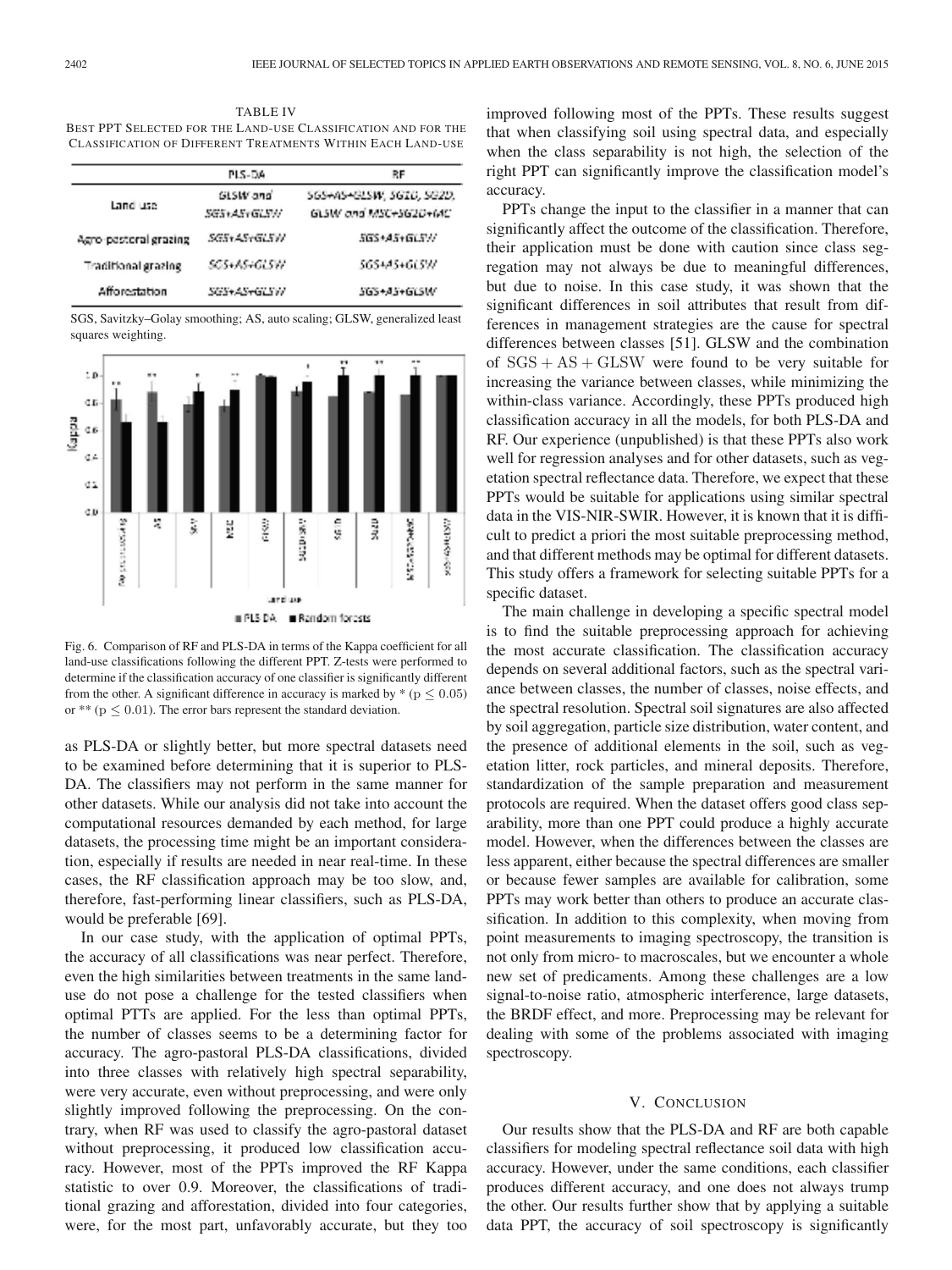TABLE IV
BEST PPT SELECTED FOR THE LAND-USE CLASSIFICATION AND FOR THE CLASSIFICATION OF DIFFERENT TREATMENTS WITHIN EACH LAND-USE

| | PLS-DA | RF |
|---|---|---|
| Land use | GLSW and SGS+AS+GLSW | SGS+AS+GLSW, SG1D, SG2D, GLSW and MSC+SG2D+MC |
| Agro-pastoral grazing | SGS+AS+GLSW | SGS+AS+GLSW |
| Traditional grazing | SGS+AS+GLSW | SGS+AS+GLSW |
| Afforestation | SGS+AS+GLSW | SGS+AS+GLSW |

SGS, Savitzky–Golay smoothing; AS, auto scaling; GLSW, generalized least squares weighting.

Fig. 6. Comparison of RF and PLS-DA in terms of the Kappa coefficient for all land-use classifications following the different PPT. Z-tests were performed to determine if the classification accuracy of one classifier is significantly different from the other. A significant difference in accuracy is marked by * ($p \leq 0.05$) or ** ($p \leq 0.01$). The error bars represent the standard deviation.

as PLS-DA or slightly better, but more spectral datasets need to be examined before determining that it is superior to PLS-DA. The classifiers may not perform in the same manner for other datasets. While our analysis did not take into account the computational resources demanded by each method, for large datasets, the processing time might be an important consideration, especially if results are needed in near real-time. In these cases, the RF classification approach may be too slow, and, therefore, fast-performing linear classifiers, such as PLS-DA, would be preferable [69].

In our case study, with the application of optimal PPTs, the accuracy of all classifications was near perfect. Therefore, even the high similarities between treatments in the same land-use do not pose a challenge for the tested classifiers when optimal PTTs are applied. For the less than optimal PPTs, the number of classes seems to be a determining factor for accuracy. The agro-pastoral PLS-DA classifications, divided into three classes with relatively high spectral separability, were very accurate, even without preprocessing, and were only slightly improved following the preprocessing. On the contrary, when RF was used to classify the agro-pastoral dataset without preprocessing, it produced low classification accuracy. However, most of the PPTs improved the RF Kappa statistic to over 0.9. Moreover, the classifications of traditional grazing and afforestation, divided into four categories, were, for the most part, unfavorably accurate, but they too improved following most of the PPTs. These results suggest that when classifying soil using spectral data, and especially when the class separability is not high, the selection of the right PPT can significantly improve the classification model's accuracy.

PPTs change the input to the classifier in a manner that can significantly affect the outcome of the classification. Therefore, their application must be done with caution since class segregation may not always be due to meaningful differences, but due to noise. In this case study, it was shown that the significant differences in soil attributes that result from differences in management strategies are the cause for spectral differences between classes [51]. GLSW and the combination of $\mathrm{SGS} + \mathrm{AS} + \mathrm{GLSW}$ were found to be very suitable for increasing the variance between classes, while minimizing the within-class variance. Accordingly, these PPTs produced high classification accuracy in all the models, for both PLS-DA and RF. Our experience (unpublished) is that these PPTs also work well for regression analyses and for other datasets, such as vegetation spectral reflectance data. Therefore, we expect that these PPTs would be suitable for applications using similar spectral data in the VIS-NIR-SWIR. However, it is known that it is difficult to predict a priori the most suitable preprocessing method, and that different methods may be optimal for different datasets. This study offers a framework for selecting suitable PPTs for a specific dataset.

The main challenge in developing a specific spectral model is to find the suitable preprocessing approach for achieving the most accurate classification. The classification accuracy depends on several additional factors, such as the spectral variance between classes, the number of classes, noise effects, and the spectral resolution. Spectral soil signatures are also affected by soil aggregation, particle size distribution, water content, and the presence of additional elements in the soil, such as vegetation litter, rock particles, and mineral deposits. Therefore, standardization of the sample preparation and measurement protocols are required. When the dataset offers good class separability, more than one PPT could produce a highly accurate model. However, when the differences between the classes are less apparent, either because the spectral differences are smaller or because fewer samples are available for calibration, some PPTs may work better than others to produce an accurate classification. In addition to this complexity, when moving from point measurements to imaging spectroscopy, the transition is not only from micro- to macroscales, but we encounter a whole new set of predicaments. Among these challenges are a low signal-to-noise ratio, atmospheric interference, large datasets, the BRDF effect, and more. Preprocessing may be relevant for dealing with some of the problems associated with imaging spectroscopy.

## V. CONCLUSION

Our results show that the PLS-DA and RF are both capable classifiers for modeling spectral reflectance soil data with high accuracy. However, under the same conditions, each classifier produces different accuracy, and one does not always trump the other. Our results further show that by applying a suitable data PPT, the accuracy of soil spectroscopy is significantly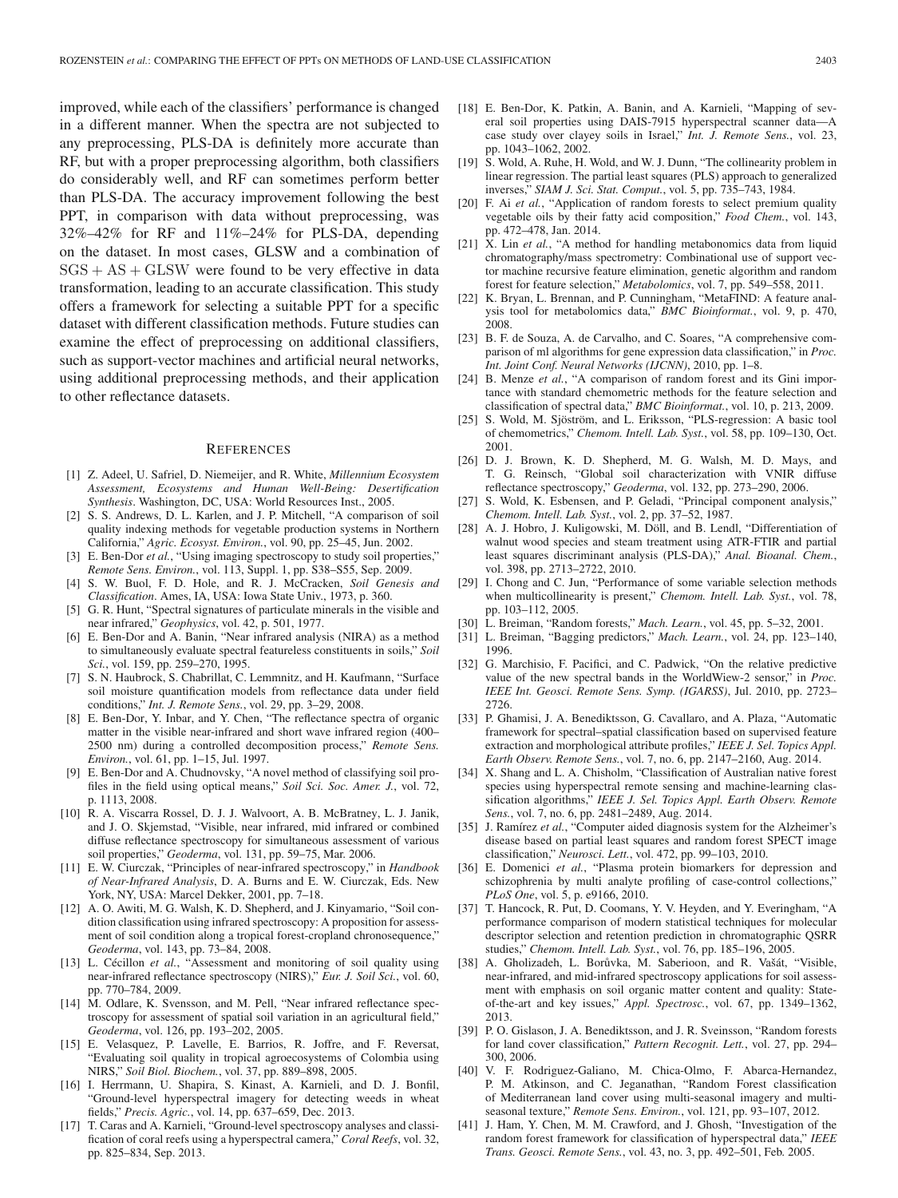improved, while each of the classifiers' performance is changed in a different manner. When the spectra are not subjected to any preprocessing, PLS-DA is definitely more accurate than RF, but with a proper preprocessing algorithm, both classifiers do considerably well, and RF can sometimes perform better than PLS-DA. The accuracy improvement following the best PPT, in comparison with data without preprocessing, was 32%–42% for RF and 11%–24% for PLS-DA, depending on the dataset. In most cases, GLSW and a combination of SGS + AS + GLSW were found to be very effective in data transformation, leading to an accurate classification. This study offers a framework for selecting a suitable PPT for a specific dataset with different classification methods. Future studies can examine the effect of preprocessing on additional classifiers, such as support-vector machines and artificial neural networks, using additional preprocessing methods, and their application to other reflectance datasets.

## References

[1] Z. Adeel, U. Safriel, D. Niemeijer, and R. White, *Millennium Ecosystem Assessment, Ecosystems and Human Well-Being: Desertification Synthesis*. Washington, DC, USA: World Resources Inst., 2005.

[2] S. S. Andrews, D. L. Karlen, and J. P. Mitchell, "A comparison of soil quality indexing methods for vegetable production systems in Northern California," *Agric. Ecosyst. Environ.*, vol. 90, pp. 25–45, Jun. 2002.

[3] E. Ben-Dor *et al.*, "Using imaging spectroscopy to study soil properties," *Remote Sens. Environ.*, vol. 113, Suppl. 1, pp. S38–S55, Sep. 2009.

[4] S. W. Buol, F. D. Hole, and R. J. McCracken, *Soil Genesis and Classification*. Ames, IA, USA: Iowa State Univ., 1973, p. 360.

[5] G. R. Hunt, "Spectral signatures of particulate minerals in the visible and near infrared," *Geophysics*, vol. 42, p. 501, 1977.

[6] E. Ben-Dor and A. Banin, "Near infrared analysis (NIRA) as a method to simultaneously evaluate spectral featureless constituents in soils," *Soil Sci.*, vol. 159, pp. 259–270, 1995.

[7] S. N. Haubrock, S. Chabrillat, C. Lemmnitz, and H. Kaufmann, "Surface soil moisture quantification models from reflectance data under field conditions," *Int. J. Remote Sens.*, vol. 29, pp. 3–29, 2008.

[8] E. Ben-Dor, Y. Inbar, and Y. Chen, "The reflectance spectra of organic matter in the visible near-infrared and short wave infrared region (400–2500 nm) during a controlled decomposition process," *Remote Sens. Environ.*, vol. 61, pp. 1–15, Jul. 1997.

[9] E. Ben-Dor and A. Chudnovsky, "A novel method of classifying soil profiles in the field using optical means," *Soil Sci. Soc. Amer. J.*, vol. 72, p. 1113, 2008.

[10] R. A. Viscarra Rossel, D. J. J. Walvoort, A. B. McBratney, L. J. Janik, and J. O. Skjemstad, "Visible, near infrared, mid infrared or combined diffuse reflectance spectroscopy for simultaneous assessment of various soil properties," *Geoderma*, vol. 131, pp. 59–75, Mar. 2006.

[11] E. W. Ciurczak, "Principles of near-infrared spectroscopy," in *Handbook of Near-Infrared Analysis*, D. A. Burns and E. W. Ciurczak, Eds. New York, NY, USA: Marcel Dekker, 2001, pp. 7–18.

[12] A. O. Awiti, M. G. Walsh, K. D. Shepherd, and J. Kinyamario, "Soil condition classification using infrared spectroscopy: A proposition for assessment of soil condition along a tropical forest-cropland chronosequence," *Geoderma*, vol. 143, pp. 73–84, 2008.

[13] L. Cécillon *et al.*, "Assessment and monitoring of soil quality using near-infrared reflectance spectroscopy (NIRS)," *Eur. J. Soil Sci.*, vol. 60, pp. 770–784, 2009.

[14] M. Odlare, K. Svensson, and M. Pell, "Near infrared reflectance spectroscopy for assessment of spatial soil variation in an agricultural field," *Geoderma*, vol. 126, pp. 193–202, 2005.

[15] E. Velasquez, P. Lavelle, E. Barrios, R. Joffre, and F. Reversat, "Evaluating soil quality in tropical agroecosystems of Colombia using NIRS," *Soil Biol. Biochem.*, vol. 37, pp. 889–898, 2005.

[16] I. Herrmann, U. Shapira, S. Kinast, A. Karnieli, and D. J. Bonfil, "Ground-level hyperspectral imagery for detecting weeds in wheat fields," *Precis. Agric.*, vol. 14, pp. 637–659, Dec. 2013.

[17] T. Caras and A. Karnieli, "Ground-level spectroscopy analyses and classification of coral reefs using a hyperspectral camera," *Coral Reefs*, vol. 32, pp. 825–834, Sep. 2013.

[18] E. Ben-Dor, K. Patkin, A. Banin, and A. Karnieli, "Mapping of several soil properties using DAIS-7915 hyperspectral scanner data—A case study over clayey soils in Israel," *Int. J. Remote Sens.*, vol. 23, pp. 1043–1062, 2002.

[19] S. Wold, A. Ruhe, H. Wold, and W. J. Dunn, "The collinearity problem in linear regression. The partial least squares (PLS) approach to generalized inverses," *SIAM J. Sci. Stat. Comput.*, vol. 5, pp. 735–743, 1984.

[20] F. Ai *et al.*, "Application of random forests to select premium quality vegetable oils by their fatty acid composition," *Food Chem.*, vol. 143, pp. 472–478, Jan. 2014.

[21] X. Lin *et al.*, "A method for handling metabonomics data from liquid chromatography/mass spectrometry: Combinational use of support vector machine recursive feature elimination, genetic algorithm and random forest for feature selection," *Metabolomics*, vol. 7, pp. 549–558, 2011.

[22] K. Bryan, L. Brennan, and P. Cunningham, "MetaFIND: A feature analysis tool for metabolomics data," *BMC Bioinformat.*, vol. 9, p. 470, 2008.

[23] B. F. de Souza, A. de Carvalho, and C. Soares, "A comprehensive comparison of ml algorithms for gene expression data classification," in *Proc. Int. Joint Conf. Neural Networks (IJCNN)*, 2010, pp. 1–8.

[24] B. Menze *et al.*, "A comparison of random forest and its Gini importance with standard chemometric methods for the feature selection and classification of spectral data," *BMC Bioinformat.*, vol. 10, p. 213, 2009.

[25] S. Wold, M. Sjöström, and L. Eriksson, "PLS-regression: A basic tool of chemometrics," *Chemom. Intell. Lab. Syst.*, vol. 58, pp. 109–130, Oct. 2001.

[26] D. J. Brown, K. D. Shepherd, M. G. Walsh, M. D. Mays, and T. G. Reinsch, "Global soil characterization with VNIR diffuse reflectance spectroscopy," *Geoderma*, vol. 132, pp. 273–290, 2006.

[27] S. Wold, K. Esbensen, and P. Geladi, "Principal component analysis," *Chemom. Intell. Lab. Syst.*, vol. 2, pp. 37–52, 1987.

[28] A. J. Hobro, J. Kuligowski, M. Döll, and B. Lendl, "Differentiation of walnut wood species and steam treatment using ATR-FTIR and partial least squares discriminant analysis (PLS-DA)," *Anal. Bioanal. Chem.*, vol. 398, pp. 2713–2722, 2010.

[29] I. Chong and C. Jun, "Performance of some variable selection methods when multicollinearity is present," *Chemom. Intell. Lab. Syst.*, vol. 78, pp. 103–112, 2005.

[30] L. Breiman, "Random forests," *Mach. Learn.*, vol. 45, pp. 5–32, 2001.

[31] L. Breiman, "Bagging predictors," *Mach. Learn.*, vol. 24, pp. 123–140, 1996.

[32] G. Marchisio, F. Pacifici, and C. Padwick, "On the relative predictive value of the new spectral bands in the WorldWiew-2 sensor," in *Proc. IEEE Int. Geosci. Remote Sens. Symp. (IGARSS)*, Jul. 2010, pp. 2723–2726.

[33] P. Ghamisi, J. A. Benediktsson, G. Cavallaro, and A. Plaza, "Automatic framework for spectral–spatial classification based on supervised feature extraction and morphological attribute profiles," *IEEE J. Sel. Topics Appl. Earth Observ. Remote Sens.*, vol. 7, no. 6, pp. 2147–2160, Aug. 2014.

[34] X. Shang and L. A. Chisholm, "Classification of Australian native forest species using hyperspectral remote sensing and machine-learning classification algorithms," *IEEE J. Sel. Topics Appl. Earth Observ. Remote Sens.*, vol. 7, no. 6, pp. 2481–2489, Aug. 2014.

[35] J. Ramírez *et al.*, "Computer aided diagnosis system for the Alzheimer's disease based on partial least squares and random forest SPECT image classification," *Neurosci. Lett.*, vol. 472, pp. 99–103, 2010.

[36] E. Domenici *et al.*, "Plasma protein biomarkers for depression and schizophrenia by multi analyte profiling of case-control collections," *PLoS One*, vol. 5, p. e9166, 2010.

[37] T. Hancock, R. Put, D. Coomans, Y. V. Heyden, and Y. Everingham, "A performance comparison of modern statistical techniques for molecular descriptor selection and retention prediction in chromatographic QSRR studies," *Chemom. Intell. Lab. Syst.*, vol. 76, pp. 185–196, 2005.

[38] A. Gholizadeh, L. Borůvka, M. Saberioon, and R. Vašát, "Visible, near-infrared, and mid-infrared spectroscopy applications for soil assessment with emphasis on soil organic matter content and quality: State-of-the-art and key issues," *Appl. Spectrosc.*, vol. 67, pp. 1349–1362, 2013.

[39] P. O. Gislason, J. A. Benediktsson, and J. R. Sveinsson, "Random forests for land cover classification," *Pattern Recognit. Lett.*, vol. 27, pp. 294–300, 2006.

[40] V. F. Rodriguez-Galiano, M. Chica-Olmo, F. Abarca-Hernandez, P. M. Atkinson, and C. Jeganathan, "Random Forest classification of Mediterranean land cover using multi-seasonal imagery and multi-seasonal texture," *Remote Sens. Environ.*, vol. 121, pp. 93–107, 2012.

[41] J. Ham, Y. Chen, M. M. Crawford, and J. Ghosh, "Investigation of the random forest framework for classification of hyperspectral data," *IEEE Trans. Geosci. Remote Sens.*, vol. 43, no. 3, pp. 492–501, Feb. 2005.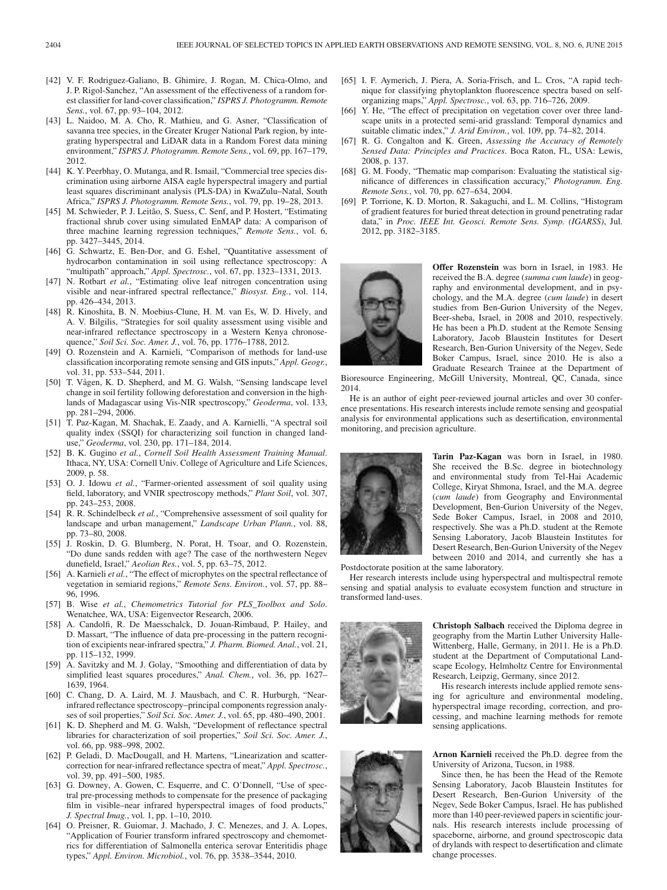[42] V. F. Rodriguez-Galiano, B. Ghimire, J. Rogan, M. Chica-Olmo, and J. P. Rigol-Sanchez, "An assessment of the effectiveness of a random forest classifier for land-cover classification," *ISPRS J. Photogramm. Remote Sens.*, vol. 67, pp. 93–104, 2012.

[43] L. Naidoo, M. A. Cho, R. Mathieu, and G. Asner, "Classification of savanna tree species, in the Greater Kruger National Park region, by integrating hyperspectral and LiDAR data in a Random Forest data mining environment," *ISPRS J. Photogramm. Remote Sens.*, vol. 69, pp. 167–179, 2012.

[44] K. Y. Peerbhay, O. Mutanga, and R. Ismail, "Commercial tree species discrimination using airborne AISA eagle hyperspectral imagery and partial least squares discriminant analysis (PLS-DA) in KwaZulu–Natal, South Africa," *ISPRS J. Photogramm. Remote Sens.*, vol. 79, pp. 19–28, 2013.

[45] M. Schwieder, P. J. Leitão, S. Suess, C. Senf, and P. Hostert, "Estimating fractional shrub cover using simulated EnMAP data: A comparison of three machine learning regression techniques," *Remote Sens.*, vol. 6, pp. 3427–3445, 2014.

[46] G. Schwartz, E. Ben-Dor, and G. Eshel, "Quantitative assessment of hydrocarbon contamination in soil using reflectance spectroscopy: A "multipath" approach," *Appl. Spectrosc.*, vol. 67, pp. 1323–1331, 2013.

[47] N. Rotbart *et al.*, "Estimating olive leaf nitrogen concentration using visible and near-infrared spectral reflectance," *Biosyst. Eng.*, vol. 114, pp. 426–434, 2013.

[48] R. Kinoshita, B. N. Moebius-Clune, H. M. van Es, W. D. Hively, and A. V. Bilgilis, "Strategies for soil quality assessment using visible and near-infrared reflectance spectroscopy in a Western Kenya chronosequence," *Soil Sci. Soc. Amer. J.*, vol. 76, pp. 1776–1788, 2012.

[49] O. Rozenstein and A. Karnieli, "Comparison of methods for land-use classification incorporating remote sensing and GIS inputs," *Appl. Geogr.*, vol. 31, pp. 533–544, 2011.

[50] T. Vågen, K. D. Shepherd, and M. G. Walsh, "Sensing landscape level change in soil fertility following deforestation and conversion in the highlands of Madagascar using Vis-NIR spectroscopy," *Geoderma*, vol. 133, pp. 281–294, 2006.

[51] T. Paz-Kagan, M. Shachak, E. Zaady, and A. Karnielli, "A spectral soil quality index (SSQI) for characterizing soil function in changed land-use," *Geoderma*, vol. 230, pp. 171–184, 2014.

[52] B. K. Gugino *et al.*, *Cornell Soil Health Assessment Training Manual*. Ithaca, NY, USA: Cornell Univ. College of Agriculture and Life Sciences, 2009, p. 58.

[53] O. J. Idowu *et al.*, "Farmer-oriented assessment of soil quality using field, laboratory, and VNIR spectroscopy methods," *Plant Soil*, vol. 307, pp. 243–253, 2008.

[54] R. R. Schindelbeck *et al.*, "Comprehensive assessment of soil quality for landscape and urban management," *Landscape Urban Plann.*, vol. 88, pp. 73–80, 2008.

[55] J. Roskin, D. G. Blumberg, N. Porat, H. Tsoar, and O. Rozenstein, "Do dune sands redden with age? The case of the northwestern Negev dunefield, Israel," *Aeolian Res.*, vol. 5, pp. 63–75, 2012.

[56] A. Karnieli *et al.*, "The effect of microphytes on the spectral reflectance of vegetation in semiarid regions," *Remote Sens. Environ.*, vol. 57, pp. 88–96, 1996.

[57] B. Wise *et al.*, *Chemometrics Tutorial for PLS_Toolbox and Solo*. Wenatchee, WA, USA: Eigenvector Research, 2006.

[58] A. Candolfi, R. De Maesschalck, D. Jouan-Rimbaud, P. Hailey, and D. Massart, "The influence of data pre-processing in the pattern recognition of excipients near-infrared spectra," *J. Pharm. Biomed. Anal.*, vol. 21, pp. 115–132, 1999.

[59] A. Savitzky and M. J. Golay, "Smoothing and differentiation of data by simplified least squares procedures," *Anal. Chem.*, vol. 36, pp. 1627–1639, 1964.

[60] C. Chang, D. A. Laird, M. J. Mausbach, and C. R. Hurburgh, "Near-infrared reflectance spectroscopy–principal components regression analyses of soil properties," *Soil Sci. Soc. Amer. J.*, vol. 65, pp. 480–490, 2001.

[61] K. D. Shepherd and M. G. Walsh, "Development of reflectance spectral libraries for characterization of soil properties," *Soil Sci. Soc. Amer. J.*, vol. 66, pp. 988–998, 2002.

[62] P. Geladi, D. MacDougall, and H. Martens, "Linearization and scatter-correction for near-infrared reflectance spectra of meat," *Appl. Spectrosc.*, vol. 39, pp. 491–500, 1985.

[63] G. Downey, A. Gowen, C. Esquerre, and C. O'Donnell, "Use of spectral pre-processing methods to compensate for the presence of packaging film in visible–near infrared hyperspectral images of food products," *J. Spectral Imag.*, vol. 1, pp. 1–10, 2010.

[64] O. Preisner, R. Guiomar, J. Machado, J. C. Menezes, and J. A. Lopes, "Application of Fourier transform infrared spectroscopy and chemometrics for differentiation of Salmonella enterica serovar Enteritidis phage types," *Appl. Environ. Microbiol.*, vol. 76, pp. 3538–3544, 2010.

[65] I. F. Aymerich, J. Piera, A. Soria-Frisch, and L. Cros, "A rapid technique for classifying phytoplankton fluorescence spectra based on self-organizing maps," *Appl. Spectrosc.*, vol. 63, pp. 716–726, 2009.

[66] Y. He, "The effect of precipitation on vegetation cover over three landscape units in a protected semi-arid grassland: Temporal dynamics and suitable climatic index," *J. Arid Environ.*, vol. 109, pp. 74–82, 2014.

[67] R. G. Congalton and K. Green, *Assessing the Accuracy of Remotely Sensed Data: Principles and Practices*. Boca Raton, FL, USA: Lewis, 2008, p. 137.

[68] G. M. Foody, "Thematic map comparison: Evaluating the statistical significance of differences in classification accuracy," *Photogramm. Eng. Remote Sens.*, vol. 70, pp. 627–634, 2004.

[69] P. Torrione, K. D. Morton, R. Sakaguchi, and L. M. Collins, "Histogram of gradient features for buried threat detection in ground penetrating radar data," in *Proc. IEEE Int. Geosci. Remote Sens. Symp. (IGARSS)*, Jul. 2012, pp. 3182–3185.

**Offer Rozenstein** was born in Israel, in 1983. He received the B.A. degree (*summa cum laude*) in geography and environmental development, and in psychology, and the M.A. degree (*cum laude*) in desert studies from Ben-Gurion University of the Negev, Beer-sheba, Israel, in 2008 and 2010, respectively. He has been a Ph.D. student at the Remote Sensing Laboratory, Jacob Blaustein Institutes for Desert Research, Ben-Gurion University of the Negev, Sede Boker Campus, Israel, since 2010. He is also a Graduate Research Trainee at the Department of Bioresource Engineering, McGill University, Montreal, QC, Canada, since 2014.

He is an author of eight peer-reviewed journal articles and over 30 conference presentations. His research interests include remote sensing and geospatial analysis for environmental applications such as desertification, environmental monitoring, and precision agriculture.

**Tarin Paz-Kagan** was born in Israel, in 1980. She received the B.Sc. degree in biotechnology and environmental study from Tel-Hai Academic College, Kiryat Shmona, Israel, and the M.A. degree (*cum laude*) from Geography and Environmental Development, Ben-Gurion University of the Negev, Sede Boker Campus, Israel, in 2008 and 2010, respectively. She was a Ph.D. student at the Remote Sensing Laboratory, Jacob Blaustein Institutes for Desert Research, Ben-Gurion University of the Negev between 2010 and 2014, and currently she has a Postdoctorate position at the same laboratory.

Her research interests include using hyperspectral and multispectral remote sensing and spatial analysis to evaluate ecosystem function and structure in transformed land-uses.

**Christoph Salbach** received the Diploma degree in geography from the Martin Luther University Halle-Wittenberg, Halle, Germany, in 2011. He is a Ph.D. student at the Department of Computational Landscape Ecology, Helmholtz Centre for Environmental Research, Leipzig, Germany, since 2012.

His research interests include applied remote sensing for agriculture and environmental modeling, hyperspectral image recording, correction, and processing, and machine learning methods for remote sensing applications.

**Arnon Karnieli** received the Ph.D. degree from the University of Arizona, Tucson, in 1988.

Since then, he has been the Head of the Remote Sensing Laboratory, Jacob Blaustein Institutes for Desert Research, Ben-Gurion University of the Negev, Sede Boker Campus, Israel. He has published more than 140 peer-reviewed papers in scientific journals. His research interests include processing of spaceborne, airborne, and ground spectroscopic data of drylands with respect to desertification and climate change processes.